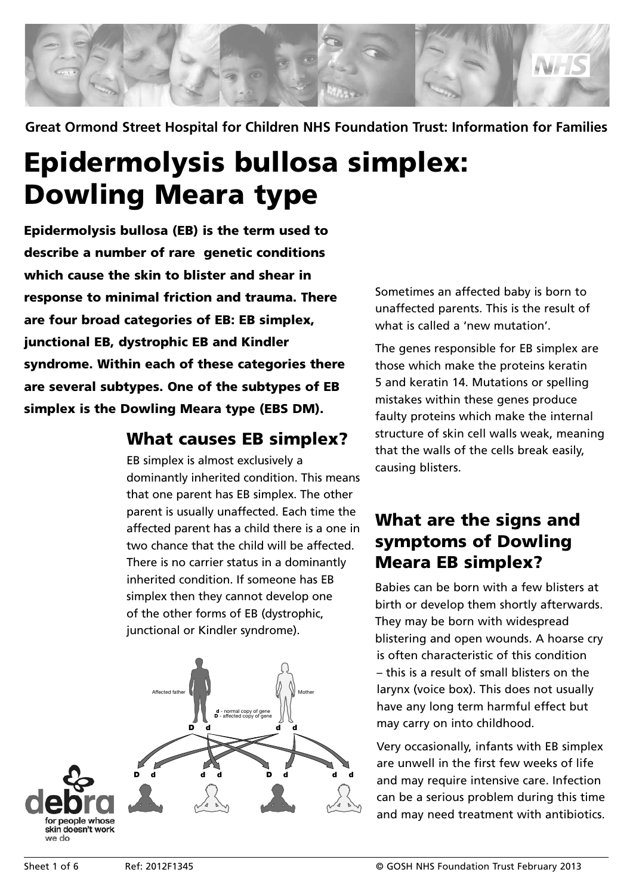Great Ormond Street Hospital for Children NHS Foundation Trust: Information for Families

# Epidermolysis bullosa simplex: Dowling Meara type

**Epidermolysis bullosa (EB) is the term used to describe a number of rare genetic conditions which cause the skin to blister and shear in response to minimal friction and trauma. There are four broad categories of EB: EB simplex, junctional EB, dystrophic EB and Kindler syndrome. Within each of these categories there are several subtypes. One of the subtypes of EB simplex is the Dowling Meara type (EBS DM).**

## What causes EB simplex?

EB simplex is almost exclusively a dominantly inherited condition. This means that one parent has EB simplex. The other parent is usually unaffected. Each time the affected parent has a child there is a one in two chance that the child will be affected. There is no carrier status in a dominantly inherited condition. If someone has EB simplex then they cannot develop one of the other forms of EB (dystrophic, junctional or Kindler syndrome).

Affected father — D d; Mother — d d

**d** - normal copy of gene
**D** - affected copy of gene

Children: D d, d d, D d, d d

Sometimes an affected baby is born to unaffected parents. This is the result of what is called a 'new mutation'.

The genes responsible for EB simplex are those which make the proteins keratin 5 and keratin 14. Mutations or spelling mistakes within these genes produce faulty proteins which make the internal structure of skin cell walls weak, meaning that the walls of the cells break easily, causing blisters.

## What are the signs and symptoms of Dowling Meara EB simplex?

Babies can be born with a few blisters at birth or develop them shortly afterwards. They may be born with widespread blistering and open wounds. A hoarse cry is often characteristic of this condition – this is a result of small blisters on the larynx (voice box). This does not usually have any long term harmful effect but may carry on into childhood.

Very occasionally, infants with EB simplex are unwell in the first few weeks of life and may require intensive care. Infection can be a serious problem during this time and may need treatment with antibiotics.

debra — for people whose skin doesn't work we do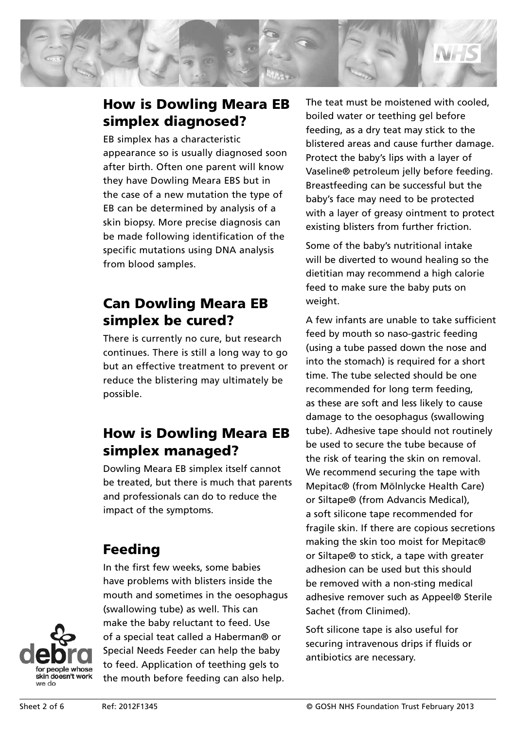## How is Dowling Meara EB simplex diagnosed?

EB simplex has a characteristic appearance so is usually diagnosed soon after birth. Often one parent will know they have Dowling Meara EBS but in the case of a new mutation the type of EB can be determined by analysis of a skin biopsy. More precise diagnosis can be made following identification of the specific mutations using DNA analysis from blood samples.

## Can Dowling Meara EB simplex be cured?

There is currently no cure, but research continues. There is still a long way to go but an effective treatment to prevent or reduce the blistering may ultimately be possible.

## How is Dowling Meara EB simplex managed?

Dowling Meara EB simplex itself cannot be treated, but there is much that parents and professionals can do to reduce the impact of the symptoms.

## Feeding

In the first few weeks, some babies have problems with blisters inside the mouth and sometimes in the oesophagus (swallowing tube) as well. This can make the baby reluctant to feed. Use of a special teat called a Haberman® or Special Needs Feeder can help the baby to feed. Application of teething gels to the mouth before feeding can also help. The teat must be moistened with cooled, boiled water or teething gel before feeding, as a dry teat may stick to the blistered areas and cause further damage. Protect the baby's lips with a layer of Vaseline® petroleum jelly before feeding. Breastfeeding can be successful but the baby's face may need to be protected with a layer of greasy ointment to protect existing blisters from further friction.

Some of the baby's nutritional intake will be diverted to wound healing so the dietitian may recommend a high calorie feed to make sure the baby puts on weight.

A few infants are unable to take sufficient feed by mouth so naso-gastric feeding (using a tube passed down the nose and into the stomach) is required for a short time. The tube selected should be one recommended for long term feeding, as these are soft and less likely to cause damage to the oesophagus (swallowing tube). Adhesive tape should not routinely be used to secure the tube because of the risk of tearing the skin on removal. We recommend securing the tape with Mepitac® (from Mölnlycke Health Care) or Siltape® (from Advancis Medical), a soft silicone tape recommended for fragile skin. If there are copious secretions making the skin too moist for Mepitac® or Siltape® to stick, a tape with greater adhesion can be used but this should be removed with a non-sting medical adhesive remover such as Appeel® Sterile Sachet (from Clinimed).

Soft silicone tape is also useful for securing intravenous drips if fluids or antibiotics are necessary.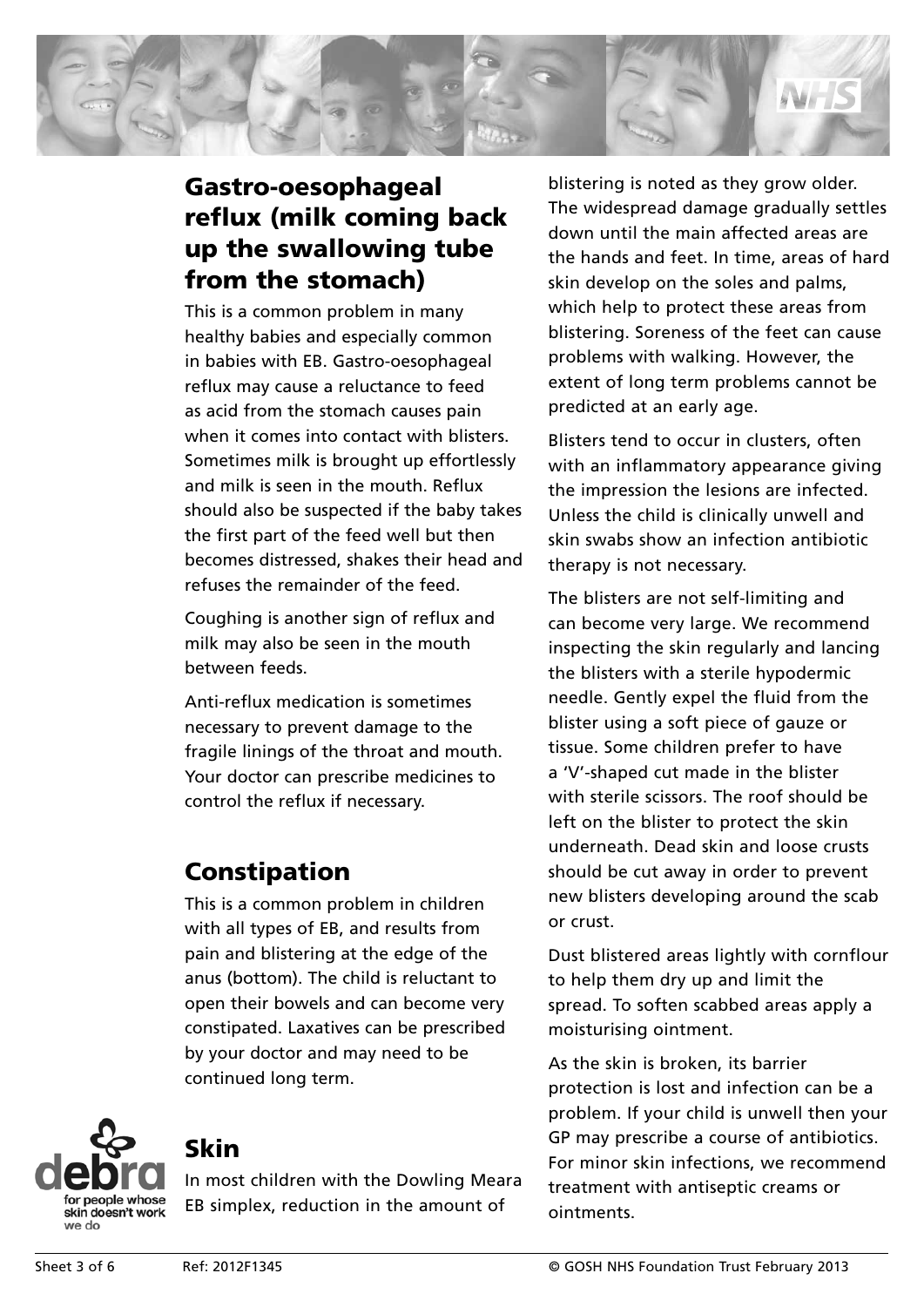## Gastro-oesophageal reflux (milk coming back up the swallowing tube from the stomach)

This is a common problem in many healthy babies and especially common in babies with EB. Gastro-oesophageal reflux may cause a reluctance to feed as acid from the stomach causes pain when it comes into contact with blisters. Sometimes milk is brought up effortlessly and milk is seen in the mouth. Reflux should also be suspected if the baby takes the first part of the feed well but then becomes distressed, shakes their head and refuses the remainder of the feed.

Coughing is another sign of reflux and milk may also be seen in the mouth between feeds.

Anti-reflux medication is sometimes necessary to prevent damage to the fragile linings of the throat and mouth. Your doctor can prescribe medicines to control the reflux if necessary.

## Constipation

This is a common problem in children with all types of EB, and results from pain and blistering at the edge of the anus (bottom). The child is reluctant to open their bowels and can become very constipated. Laxatives can be prescribed by your doctor and may need to be continued long term.

## Skin

In most children with the Dowling Meara EB simplex, reduction in the amount of blistering is noted as they grow older. The widespread damage gradually settles down until the main affected areas are the hands and feet. In time, areas of hard skin develop on the soles and palms, which help to protect these areas from blistering. Soreness of the feet can cause problems with walking. However, the extent of long term problems cannot be predicted at an early age.

Blisters tend to occur in clusters, often with an inflammatory appearance giving the impression the lesions are infected. Unless the child is clinically unwell and skin swabs show an infection antibiotic therapy is not necessary.

The blisters are not self-limiting and can become very large. We recommend inspecting the skin regularly and lancing the blisters with a sterile hypodermic needle. Gently expel the fluid from the blister using a soft piece of gauze or tissue. Some children prefer to have a 'V'-shaped cut made in the blister with sterile scissors. The roof should be left on the blister to protect the skin underneath. Dead skin and loose crusts should be cut away in order to prevent new blisters developing around the scab or crust.

Dust blistered areas lightly with cornflour to help them dry up and limit the spread. To soften scabbed areas apply a moisturising ointment.

As the skin is broken, its barrier protection is lost and infection can be a problem. If your child is unwell then your GP may prescribe a course of antibiotics. For minor skin infections, we recommend treatment with antiseptic creams or ointments.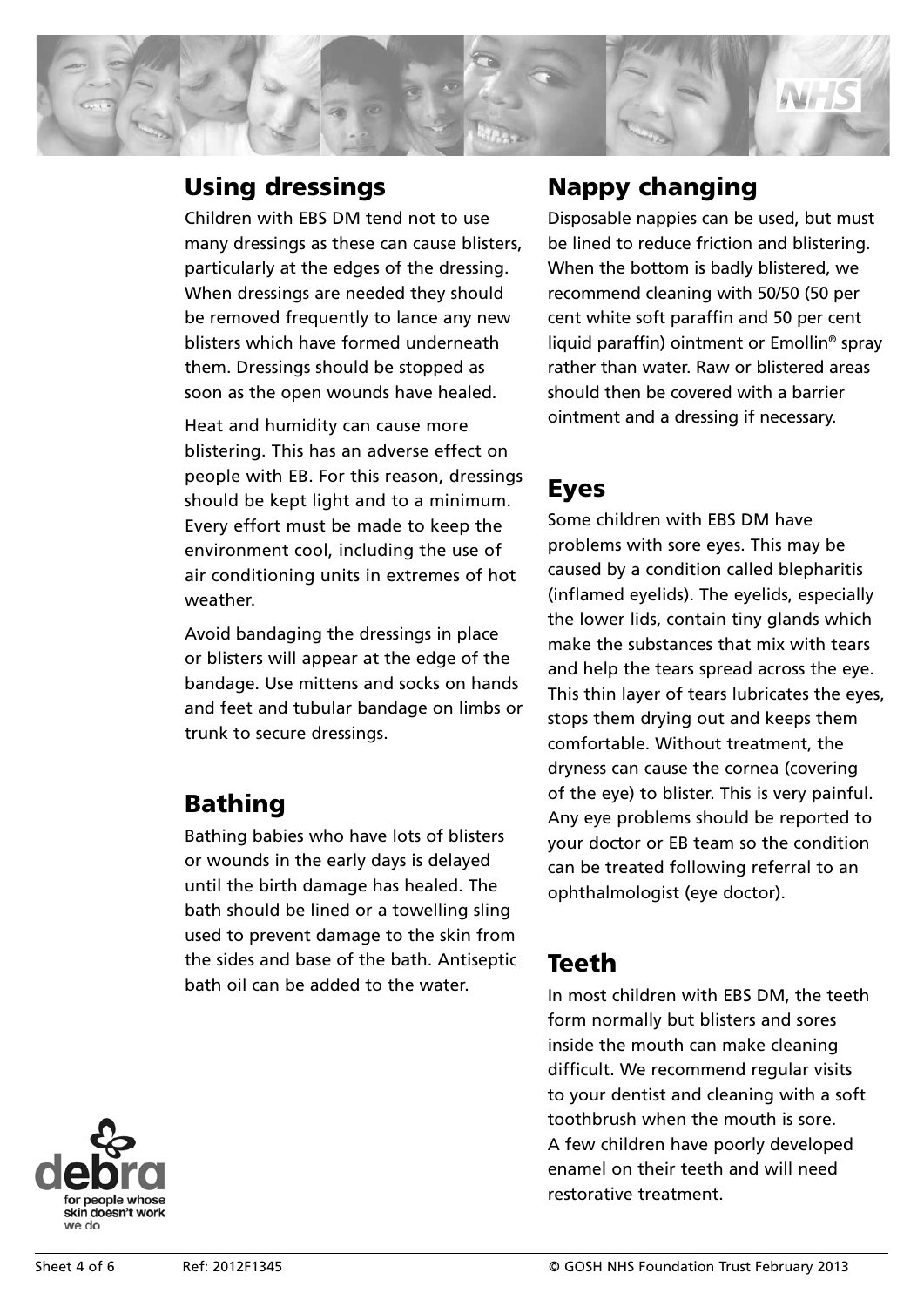## Using dressings

Children with EBS DM tend not to use many dressings as these can cause blisters, particularly at the edges of the dressing. When dressings are needed they should be removed frequently to lance any new blisters which have formed underneath them. Dressings should be stopped as soon as the open wounds have healed.

Heat and humidity can cause more blistering. This has an adverse effect on people with EB. For this reason, dressings should be kept light and to a minimum. Every effort must be made to keep the environment cool, including the use of air conditioning units in extremes of hot weather.

Avoid bandaging the dressings in place or blisters will appear at the edge of the bandage. Use mittens and socks on hands and feet and tubular bandage on limbs or trunk to secure dressings.

## Bathing

Bathing babies who have lots of blisters or wounds in the early days is delayed until the birth damage has healed. The bath should be lined or a towelling sling used to prevent damage to the skin from the sides and base of the bath. Antiseptic bath oil can be added to the water.

## Nappy changing

Disposable nappies can be used, but must be lined to reduce friction and blistering. When the bottom is badly blistered, we recommend cleaning with 50/50 (50 per cent white soft paraffin and 50 per cent liquid paraffin) ointment or Emollin® spray rather than water. Raw or blistered areas should then be covered with a barrier ointment and a dressing if necessary.

## Eyes

Some children with EBS DM have problems with sore eyes. This may be caused by a condition called blepharitis (inflamed eyelids). The eyelids, especially the lower lids, contain tiny glands which make the substances that mix with tears and help the tears spread across the eye. This thin layer of tears lubricates the eyes, stops them drying out and keeps them comfortable. Without treatment, the dryness can cause the cornea (covering of the eye) to blister. This is very painful. Any eye problems should be reported to your doctor or EB team so the condition can be treated following referral to an ophthalmologist (eye doctor).

## Teeth

In most children with EBS DM, the teeth form normally but blisters and sores inside the mouth can make cleaning difficult. We recommend regular visits to your dentist and cleaning with a soft toothbrush when the mouth is sore. A few children have poorly developed enamel on their teeth and will need restorative treatment.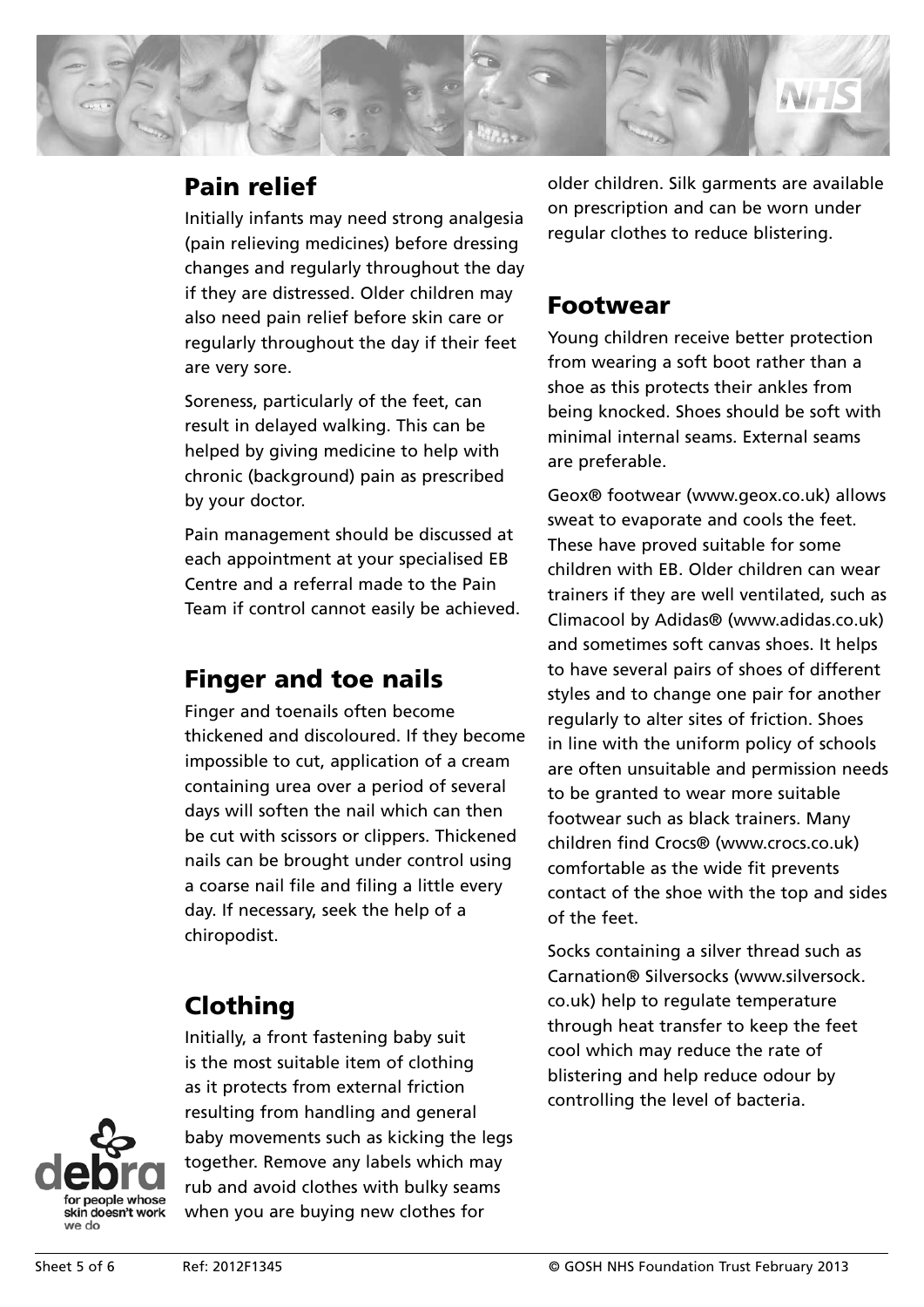## Pain relief

Initially infants may need strong analgesia (pain relieving medicines) before dressing changes and regularly throughout the day if they are distressed. Older children may also need pain relief before skin care or regularly throughout the day if their feet are very sore.

Soreness, particularly of the feet, can result in delayed walking. This can be helped by giving medicine to help with chronic (background) pain as prescribed by your doctor.

Pain management should be discussed at each appointment at your specialised EB Centre and a referral made to the Pain Team if control cannot easily be achieved.

## Finger and toe nails

Finger and toenails often become thickened and discoloured. If they become impossible to cut, application of a cream containing urea over a period of several days will soften the nail which can then be cut with scissors or clippers. Thickened nails can be brought under control using a coarse nail file and filing a little every day. If necessary, seek the help of a chiropodist.

## Clothing

Initially, a front fastening baby suit is the most suitable item of clothing as it protects from external friction resulting from handling and general baby movements such as kicking the legs together. Remove any labels which may rub and avoid clothes with bulky seams when you are buying new clothes for older children. Silk garments are available on prescription and can be worn under regular clothes to reduce blistering.

## Footwear

Young children receive better protection from wearing a soft boot rather than a shoe as this protects their ankles from being knocked. Shoes should be soft with minimal internal seams. External seams are preferable.

Geox® footwear (www.geox.co.uk) allows sweat to evaporate and cools the feet. These have proved suitable for some children with EB. Older children can wear trainers if they are well ventilated, such as Climacool by Adidas® (www.adidas.co.uk) and sometimes soft canvas shoes. It helps to have several pairs of shoes of different styles and to change one pair for another regularly to alter sites of friction. Shoes in line with the uniform policy of schools are often unsuitable and permission needs to be granted to wear more suitable footwear such as black trainers. Many children find Crocs® (www.crocs.co.uk) comfortable as the wide fit prevents contact of the shoe with the top and sides of the feet.

Socks containing a silver thread such as Carnation® Silversocks (www.silversock.co.uk) help to regulate temperature through heat transfer to keep the feet cool which may reduce the rate of blistering and help reduce odour by controlling the level of bacteria.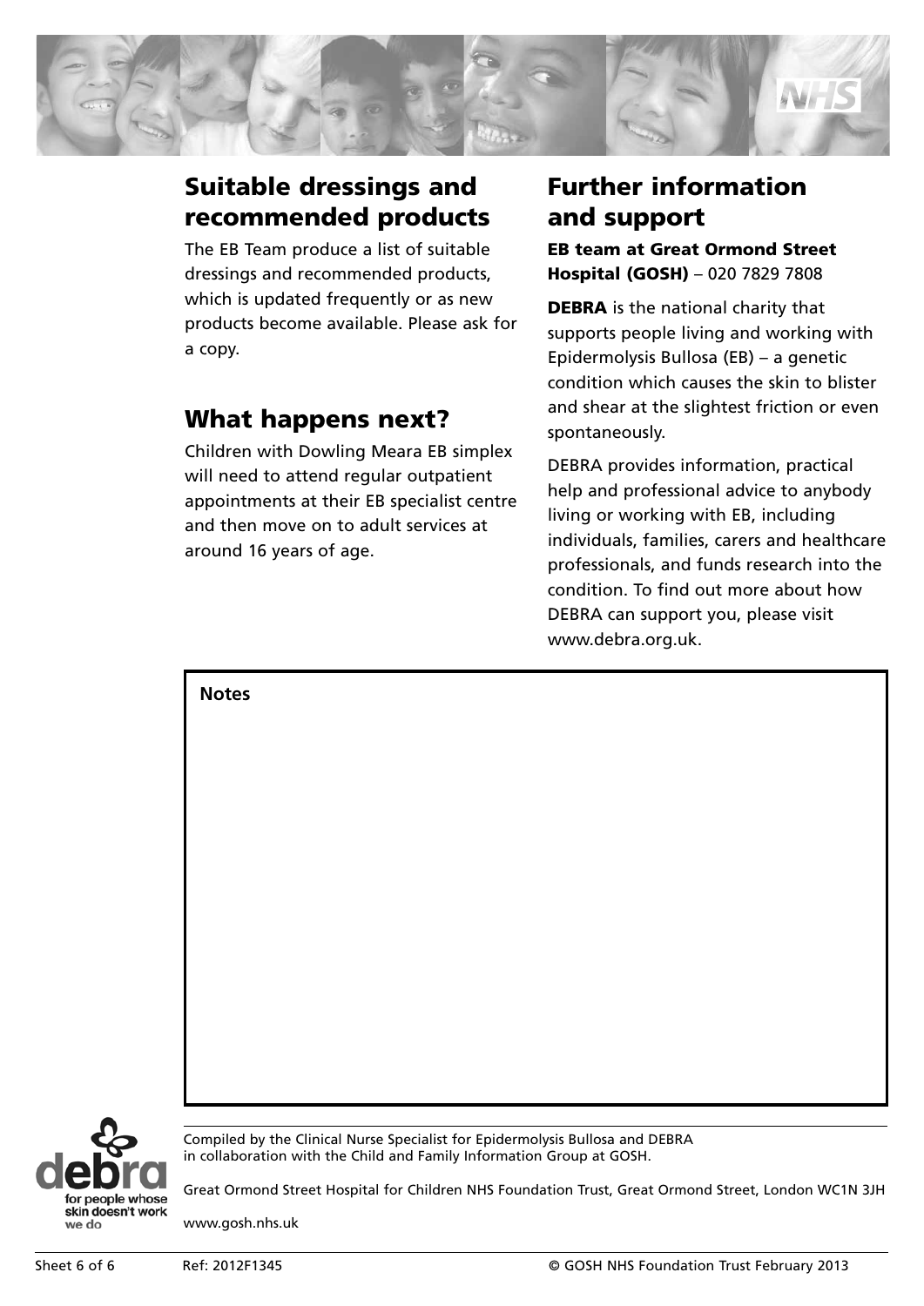## Suitable dressings and recommended products

The EB Team produce a list of suitable dressings and recommended products, which is updated frequently or as new products become available. Please ask for a copy.

## What happens next?

Children with Dowling Meara EB simplex will need to attend regular outpatient appointments at their EB specialist centre and then move on to adult services at around 16 years of age.

## Further information and support

**EB team at Great Ormond Street Hospital (GOSH)** – 020 7829 7808

**DEBRA** is the national charity that supports people living and working with Epidermolysis Bullosa (EB) – a genetic condition which causes the skin to blister and shear at the slightest friction or even spontaneously.

DEBRA provides information, practical help and professional advice to anybody living or working with EB, including individuals, families, carers and healthcare professionals, and funds research into the condition. To find out more about how DEBRA can support you, please visit www.debra.org.uk.

**Notes**

debra – for people whose skin doesn't work we do

Compiled by the Clinical Nurse Specialist for Epidermolysis Bullosa and DEBRA in collaboration with the Child and Family Information Group at GOSH.

Great Ormond Street Hospital for Children NHS Foundation Trust, Great Ormond Street, London WC1N 3JH

www.gosh.nhs.uk

Ref: 2012F1345 © GOSH NHS Foundation Trust February 2013